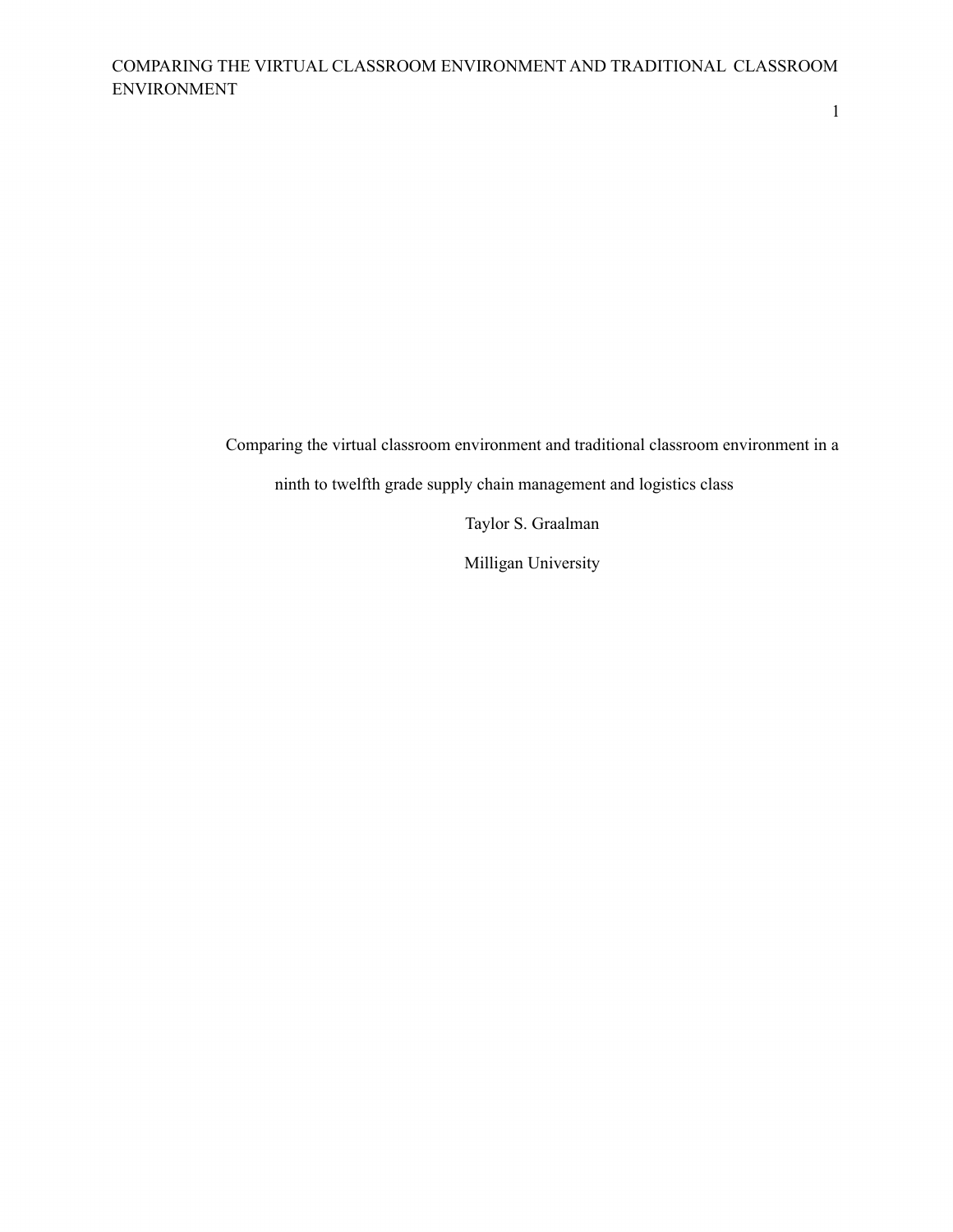Comparing the virtual classroom environment and traditional classroom environment in a ninth to twelfth grade supply chain management and logistics class

Taylor S. Graalman

Milligan University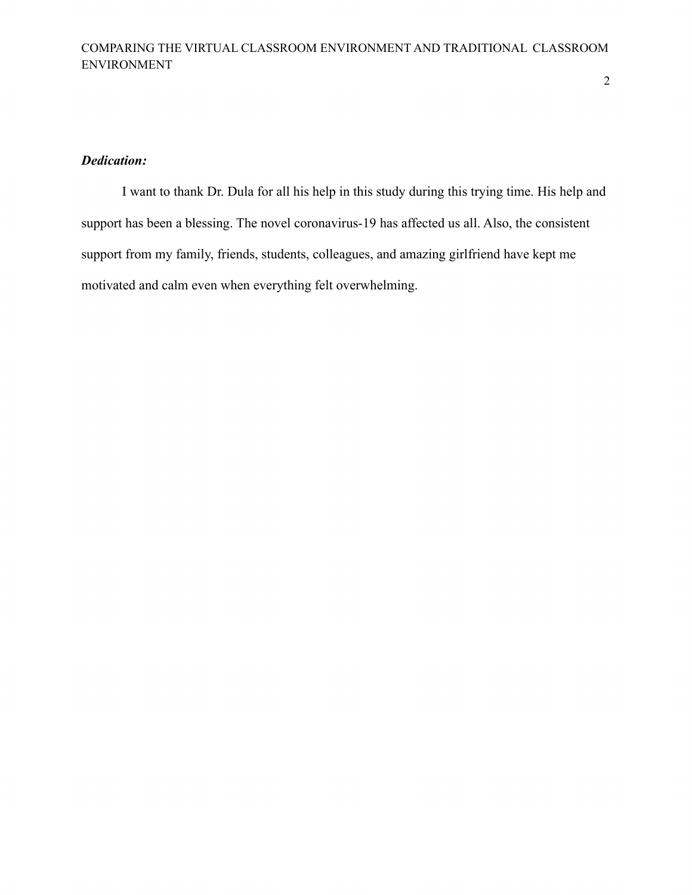***Dedication:***

I want to thank Dr. Dula for all his help in this study during this trying time. His help and support has been a blessing. The novel coronavirus-19 has affected us all. Also, the consistent support from my family, friends, students, colleagues, and amazing girlfriend have kept me motivated and calm even when everything felt overwhelming.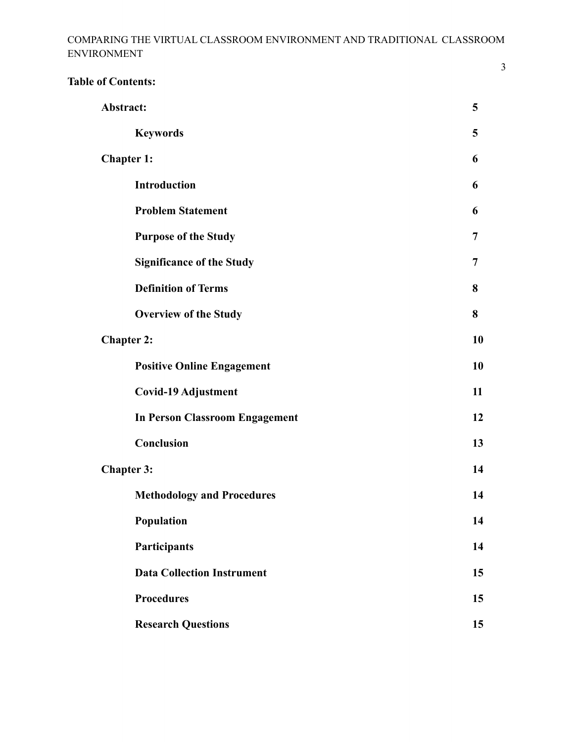**Table of Contents:**

| | |
|---|---|
| **Abstract:** | **5** |
| **Keywords** | **5** |
| **Chapter 1:** | **6** |
| **Introduction** | **6** |
| **Problem Statement** | **6** |
| **Purpose of the Study** | **7** |
| **Significance of the Study** | **7** |
| **Definition of Terms** | **8** |
| **Overview of the Study** | **8** |
| **Chapter 2:** | **10** |
| **Positive Online Engagement** | **10** |
| **Covid-19 Adjustment** | **11** |
| **In Person Classroom Engagement** | **12** |
| **Conclusion** | **13** |
| **Chapter 3:** | **14** |
| **Methodology and Procedures** | **14** |
| **Population** | **14** |
| **Participants** | **14** |
| **Data Collection Instrument** | **15** |
| **Procedures** | **15** |
| **Research Questions** | **15** |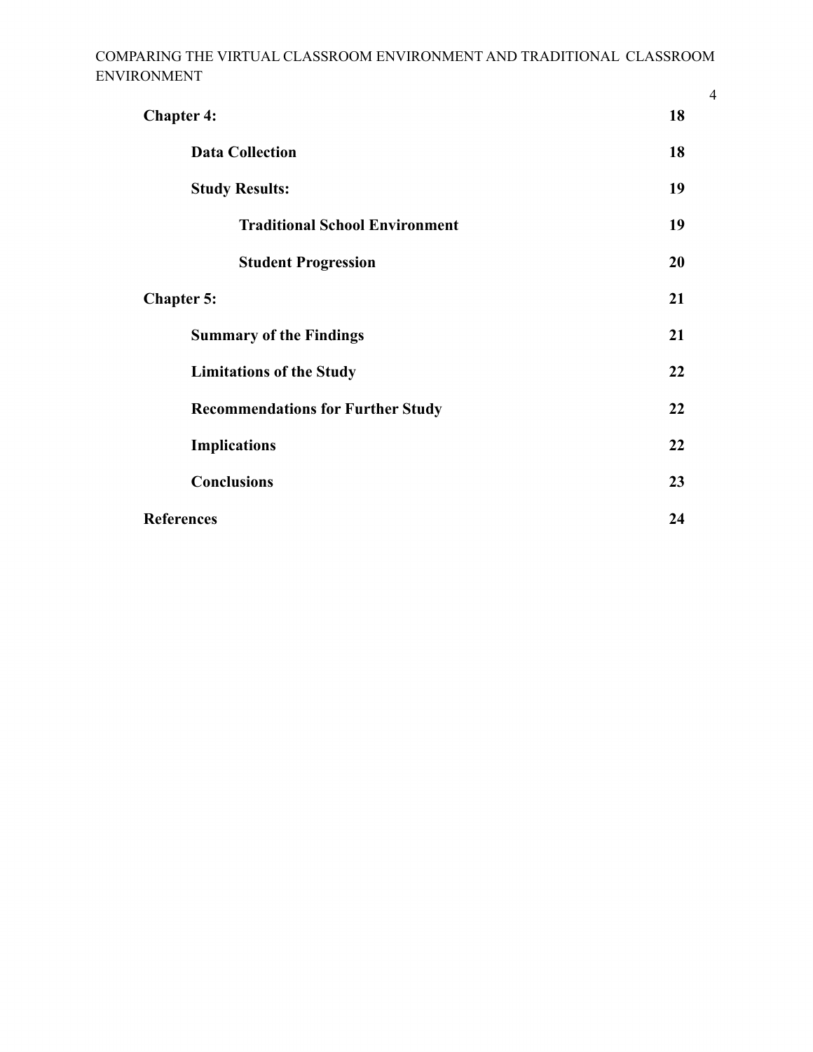**Chapter 4:** 18

- **Data Collection** 18
- **Study Results:** 19
    - **Traditional School Environment** 19
    - **Student Progression** 20

**Chapter 5:** 21

- **Summary of the Findings** 21
- **Limitations of the Study** 22
- **Recommendations for Further Study** 22
- **Implications** 22
- **Conclusions** 23

**References** 24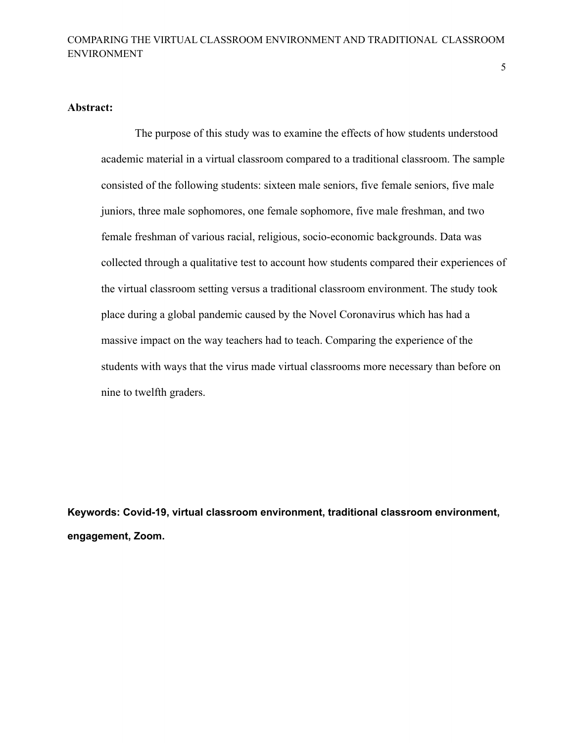**Abstract:**

The purpose of this study was to examine the effects of how students understood academic material in a virtual classroom compared to a traditional classroom. The sample consisted of the following students: sixteen male seniors, five female seniors, five male juniors, three male sophomores, one female sophomore, five male freshman, and two female freshman of various racial, religious, socio-economic backgrounds. Data was collected through a qualitative test to account how students compared their experiences of the virtual classroom setting versus a traditional classroom environment. The study took place during a global pandemic caused by the Novel Coronavirus which has had a massive impact on the way teachers had to teach. Comparing the experience of the students with ways that the virus made virtual classrooms more necessary than before on nine to twelfth graders.

**Keywords: Covid-19, virtual classroom environment, traditional classroom environment, engagement, Zoom.**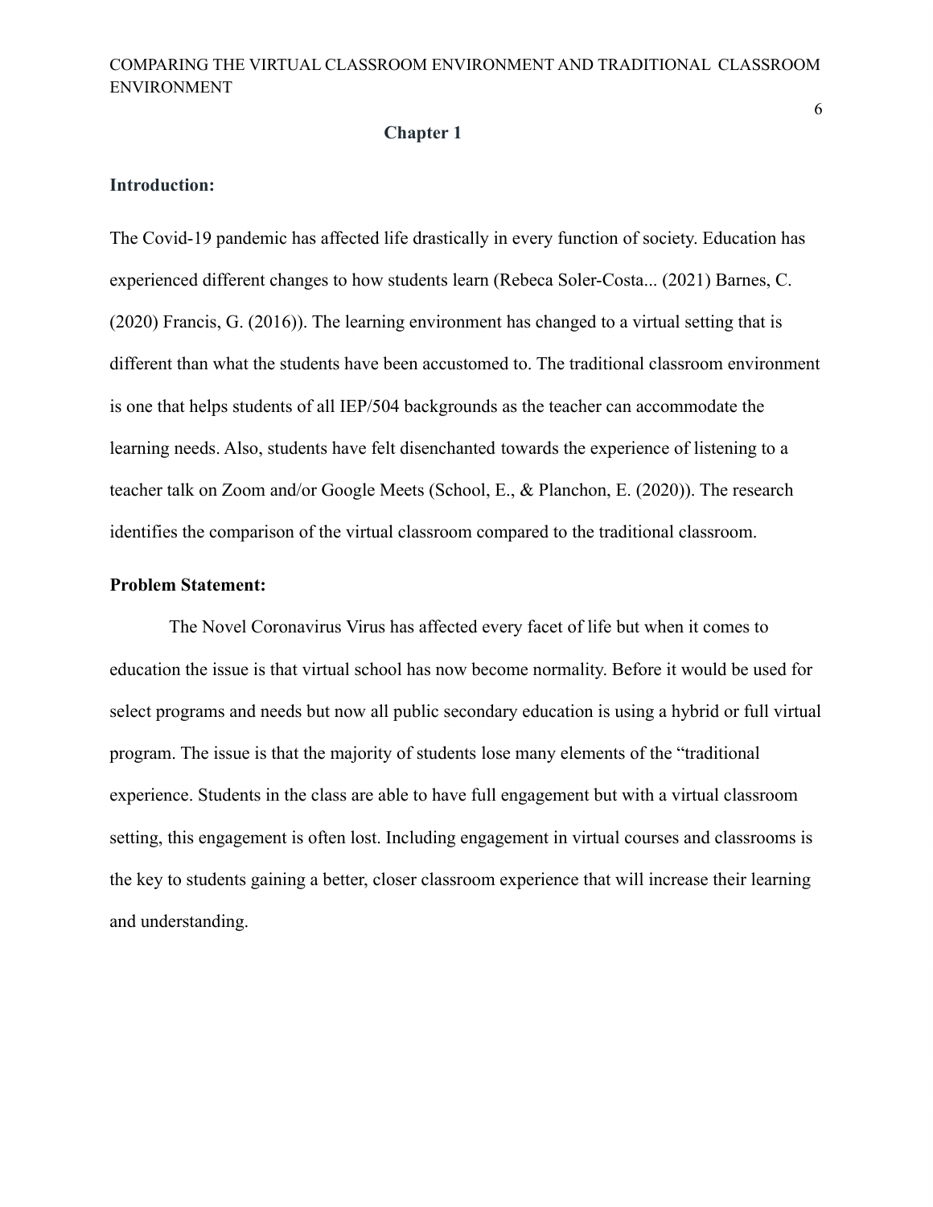## Chapter 1

**Introduction:**

The Covid-19 pandemic has affected life drastically in every function of society. Education has experienced different changes to how students learn (Rebeca Soler-Costa... (2021) Barnes, C. (2020) Francis, G. (2016)). The learning environment has changed to a virtual setting that is different than what the students have been accustomed to. The traditional classroom environment is one that helps students of all IEP/504 backgrounds as the teacher can accommodate the learning needs. Also, students have felt disenchanted towards the experience of listening to a teacher talk on Zoom and/or Google Meets (School, E., & Planchon, E. (2020)). The research identifies the comparison of the virtual classroom compared to the traditional classroom.

**Problem Statement:**

The Novel Coronavirus Virus has affected every facet of life but when it comes to education the issue is that virtual school has now become normality. Before it would be used for select programs and needs but now all public secondary education is using a hybrid or full virtual program. The issue is that the majority of students lose many elements of the "traditional experience. Students in the class are able to have full engagement but with a virtual classroom setting, this engagement is often lost. Including engagement in virtual courses and classrooms is the key to students gaining a better, closer classroom experience that will increase their learning and understanding.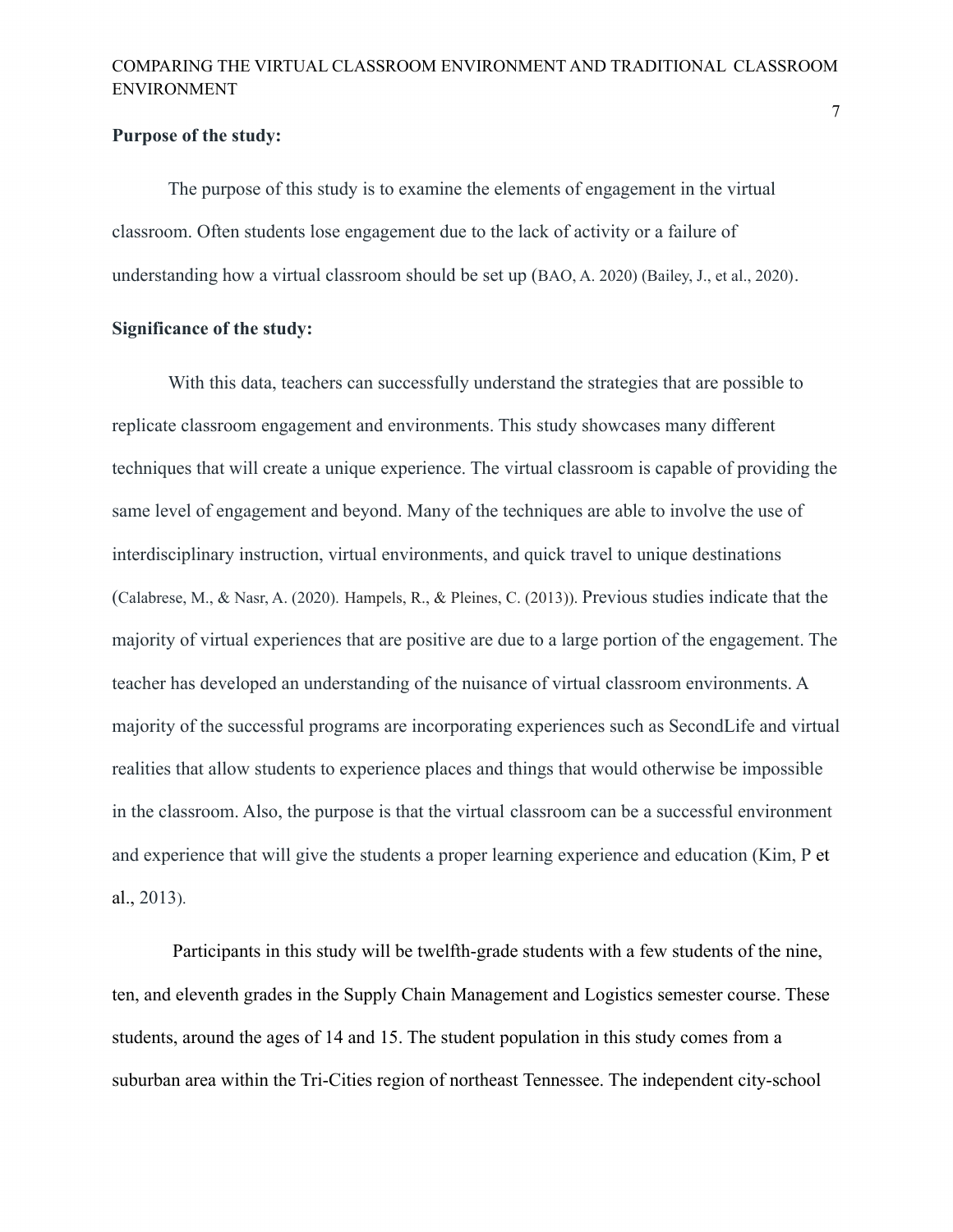**Purpose of the study:**

The purpose of this study is to examine the elements of engagement in the virtual classroom. Often students lose engagement due to the lack of activity or a failure of understanding how a virtual classroom should be set up (BAO, A. 2020) (Bailey, J., et al., 2020).

**Significance of the study:**

With this data, teachers can successfully understand the strategies that are possible to replicate classroom engagement and environments. This study showcases many different techniques that will create a unique experience. The virtual classroom is capable of providing the same level of engagement and beyond. Many of the techniques are able to involve the use of interdisciplinary instruction, virtual environments, and quick travel to unique destinations (Calabrese, M., & Nasr, A. (2020). Hampels, R., & Pleines, C. (2013)). Previous studies indicate that the majority of virtual experiences that are positive are due to a large portion of the engagement. The teacher has developed an understanding of the nuisance of virtual classroom environments. A majority of the successful programs are incorporating experiences such as SecondLife and virtual realities that allow students to experience places and things that would otherwise be impossible in the classroom. Also, the purpose is that the virtual classroom can be a successful environment and experience that will give the students a proper learning experience and education (Kim, P et al., 2013).

Participants in this study will be twelfth-grade students with a few students of the nine, ten, and eleventh grades in the Supply Chain Management and Logistics semester course. These students, around the ages of 14 and 15. The student population in this study comes from a suburban area within the Tri-Cities region of northeast Tennessee. The independent city-school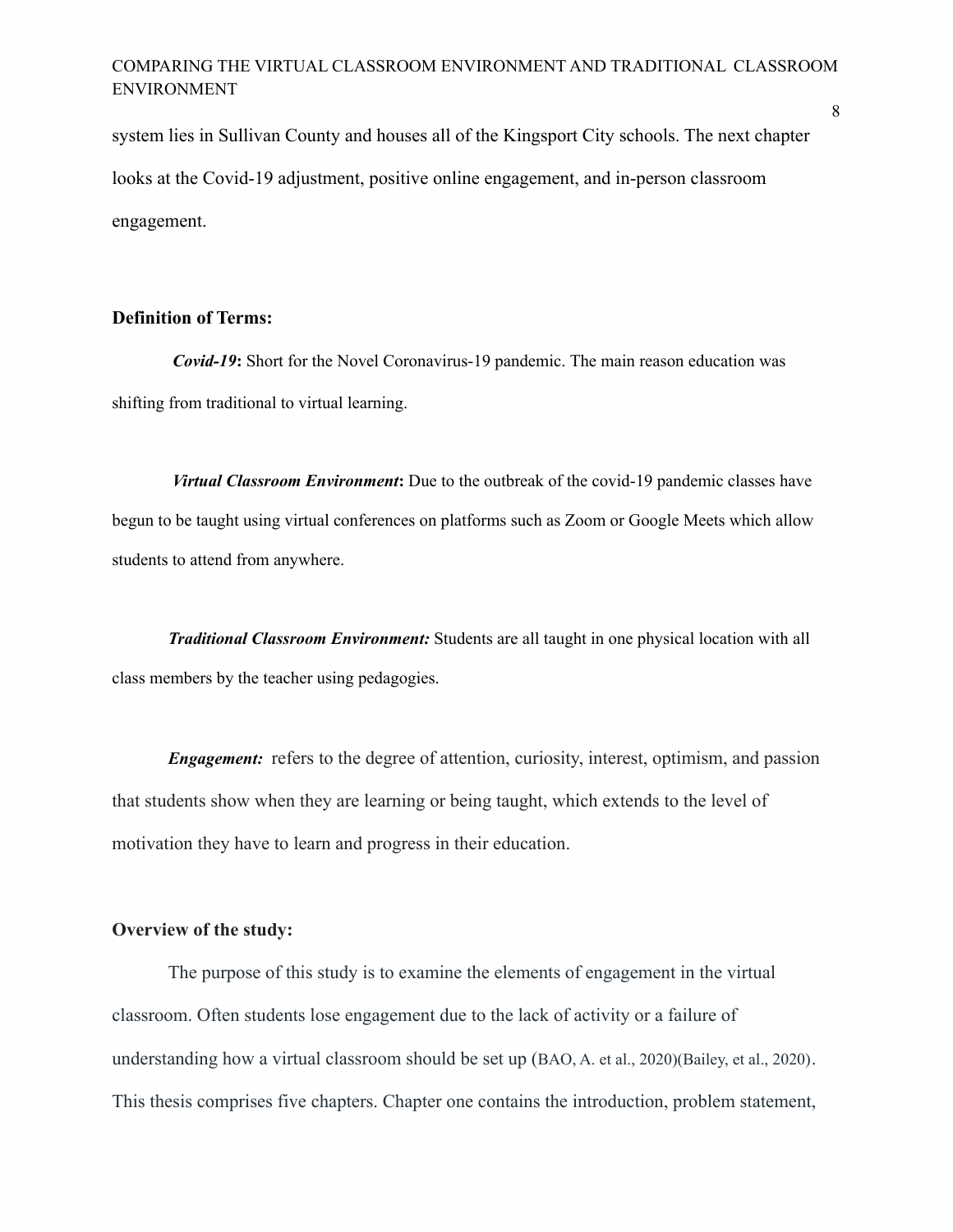system lies in Sullivan County and houses all of the Kingsport City schools. The next chapter looks at the Covid-19 adjustment, positive online engagement, and in-person classroom engagement.

**Definition of Terms:**

***Covid-19*:** Short for the Novel Coronavirus-19 pandemic. The main reason education was shifting from traditional to virtual learning.

***Virtual Classroom Environment*:** Due to the outbreak of the covid-19 pandemic classes have begun to be taught using virtual conferences on platforms such as Zoom or Google Meets which allow students to attend from anywhere.

***Traditional Classroom Environment:*** Students are all taught in one physical location with all class members by the teacher using pedagogies.

***Engagement:*** refers to the degree of attention, curiosity, interest, optimism, and passion that students show when they are learning or being taught, which extends to the level of motivation they have to learn and progress in their education.

**Overview of the study:**

The purpose of this study is to examine the elements of engagement in the virtual classroom. Often students lose engagement due to the lack of activity or a failure of understanding how a virtual classroom should be set up (BAO, A. et al., 2020)(Bailey, et al., 2020). This thesis comprises five chapters. Chapter one contains the introduction, problem statement,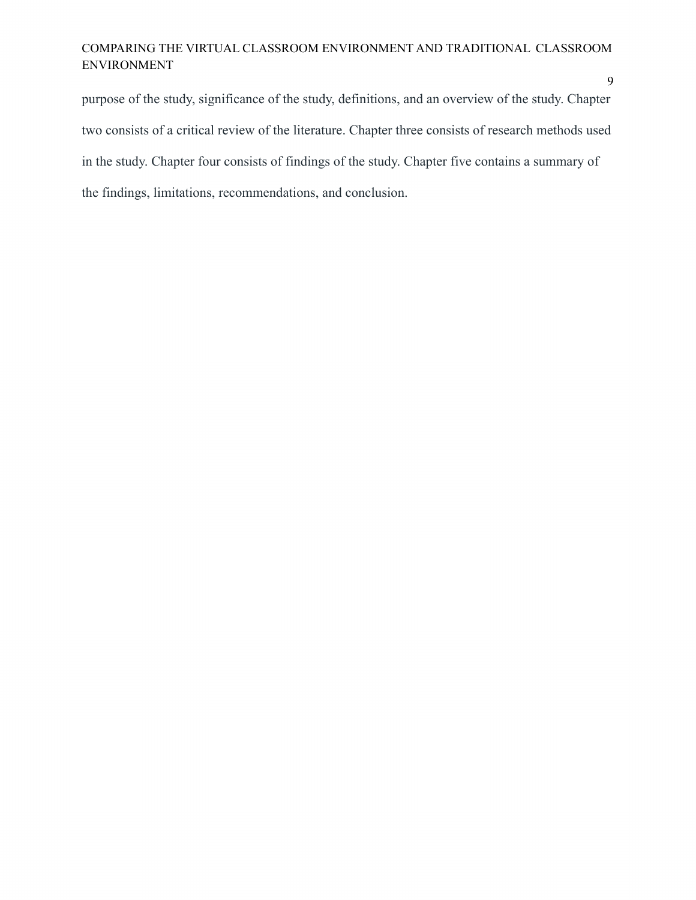purpose of the study, significance of the study, definitions, and an overview of the study. Chapter two consists of a critical review of the literature. Chapter three consists of research methods used in the study. Chapter four consists of findings of the study. Chapter five contains a summary of the findings, limitations, recommendations, and conclusion.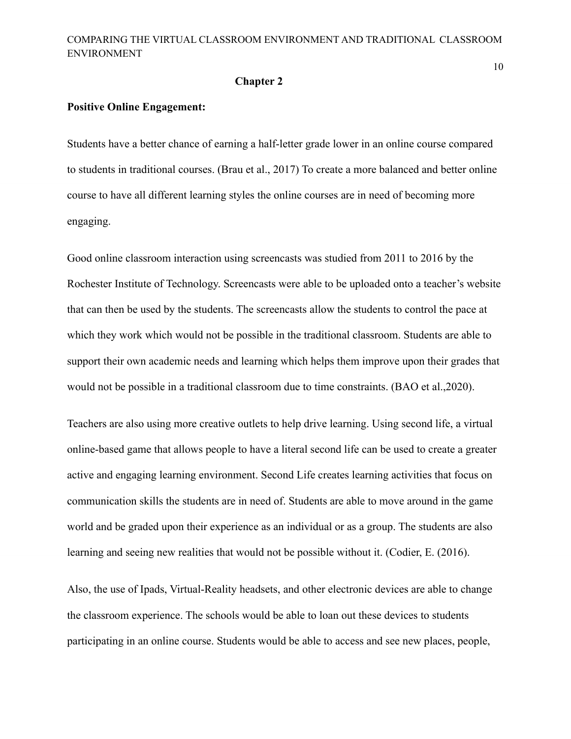## Chapter 2

**Positive Online Engagement:**

Students have a better chance of earning a half-letter grade lower in an online course compared to students in traditional courses. (Brau et al., 2017) To create a more balanced and better online course to have all different learning styles the online courses are in need of becoming more engaging.

Good online classroom interaction using screencasts was studied from 2011 to 2016 by the Rochester Institute of Technology. Screencasts were able to be uploaded onto a teacher's website that can then be used by the students. The screencasts allow the students to control the pace at which they work which would not be possible in the traditional classroom. Students are able to support their own academic needs and learning which helps them improve upon their grades that would not be possible in a traditional classroom due to time constraints. (BAO et al.,2020).

Teachers are also using more creative outlets to help drive learning. Using second life, a virtual online-based game that allows people to have a literal second life can be used to create a greater active and engaging learning environment. Second Life creates learning activities that focus on communication skills the students are in need of. Students are able to move around in the game world and be graded upon their experience as an individual or as a group. The students are also learning and seeing new realities that would not be possible without it. (Codier, E. (2016).

Also, the use of Ipads, Virtual-Reality headsets, and other electronic devices are able to change the classroom experience. The schools would be able to loan out these devices to students participating in an online course. Students would be able to access and see new places, people,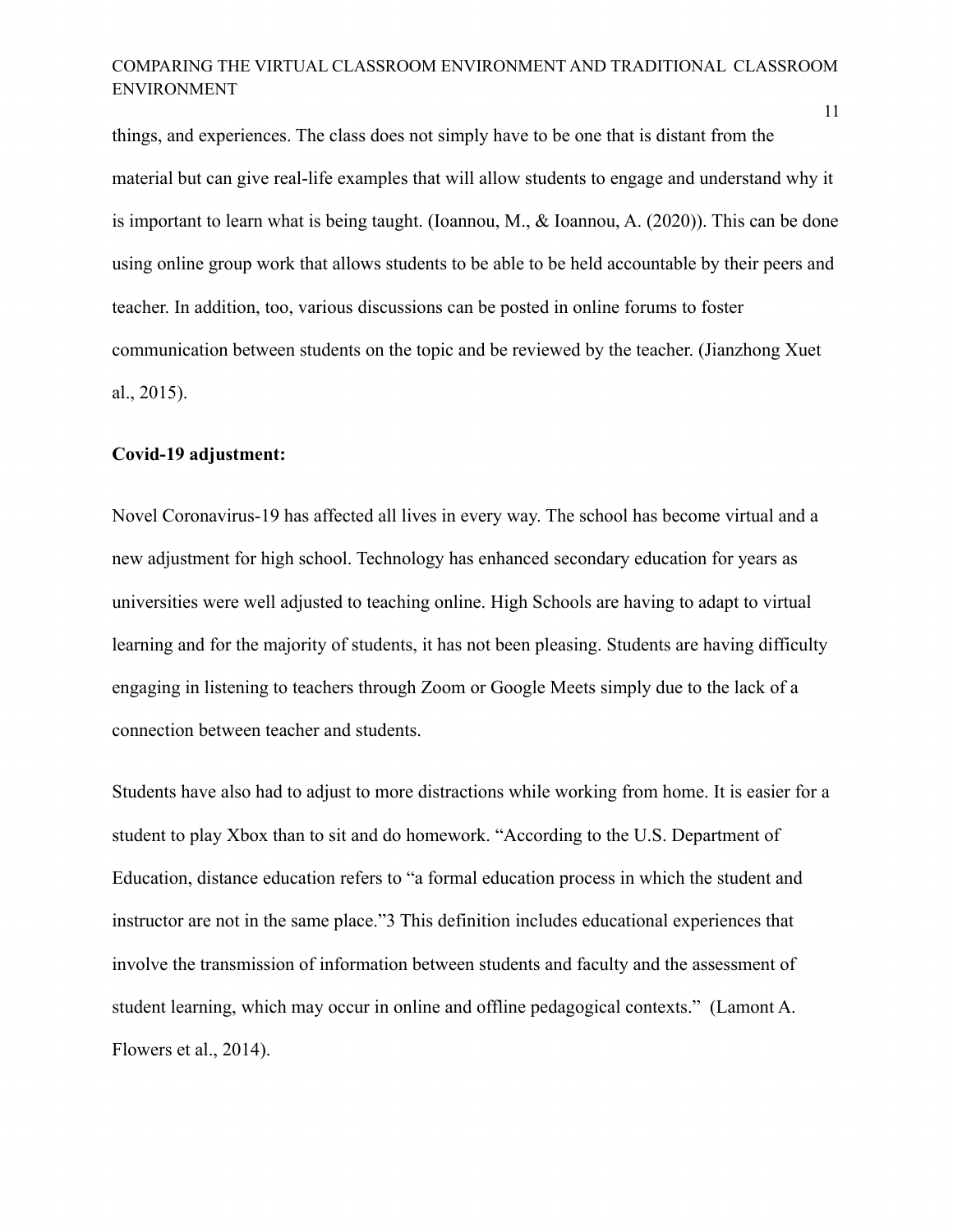things, and experiences. The class does not simply have to be one that is distant from the material but can give real-life examples that will allow students to engage and understand why it is important to learn what is being taught. (Ioannou, M., & Ioannou, A. (2020)). This can be done using online group work that allows students to be able to be held accountable by their peers and teacher. In addition, too, various discussions can be posted in online forums to foster communication between students on the topic and be reviewed by the teacher. (Jianzhong Xuet al., 2015).

**Covid-19 adjustment:**

Novel Coronavirus-19 has affected all lives in every way. The school has become virtual and a new adjustment for high school. Technology has enhanced secondary education for years as universities were well adjusted to teaching online. High Schools are having to adapt to virtual learning and for the majority of students, it has not been pleasing. Students are having difficulty engaging in listening to teachers through Zoom or Google Meets simply due to the lack of a connection between teacher and students.

Students have also had to adjust to more distractions while working from home. It is easier for a student to play Xbox than to sit and do homework. "According to the U.S. Department of Education, distance education refers to "a formal education process in which the student and instructor are not in the same place."3 This definition includes educational experiences that involve the transmission of information between students and faculty and the assessment of student learning, which may occur in online and offline pedagogical contexts." (Lamont A. Flowers et al., 2014).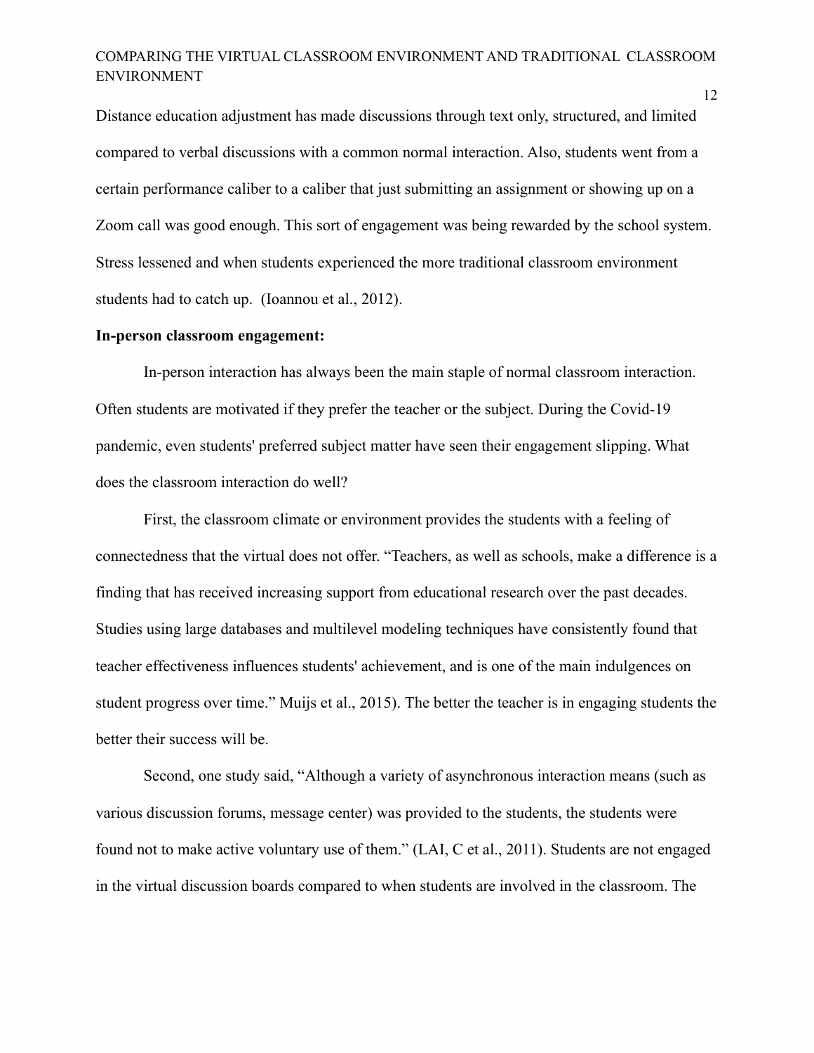Distance education adjustment has made discussions through text only, structured, and limited compared to verbal discussions with a common normal interaction. Also, students went from a certain performance caliber to a caliber that just submitting an assignment or showing up on a Zoom call was good enough. This sort of engagement was being rewarded by the school system. Stress lessened and when students experienced the more traditional classroom environment students had to catch up.  (Ioannou et al., 2012).

**In-person classroom engagement:**

In-person interaction has always been the main staple of normal classroom interaction. Often students are motivated if they prefer the teacher or the subject. During the Covid-19 pandemic, even students' preferred subject matter have seen their engagement slipping. What does the classroom interaction do well?

First, the classroom climate or environment provides the students with a feeling of connectedness that the virtual does not offer. "Teachers, as well as schools, make a difference is a finding that has received increasing support from educational research over the past decades. Studies using large databases and multilevel modeling techniques have consistently found that teacher effectiveness influences students' achievement, and is one of the main indulgences on student progress over time." Muijs et al., 2015). The better the teacher is in engaging students the better their success will be.

Second, one study said, "Although a variety of asynchronous interaction means (such as various discussion forums, message center) was provided to the students, the students were found not to make active voluntary use of them." (LAI, C et al., 2011). Students are not engaged in the virtual discussion boards compared to when students are involved in the classroom. The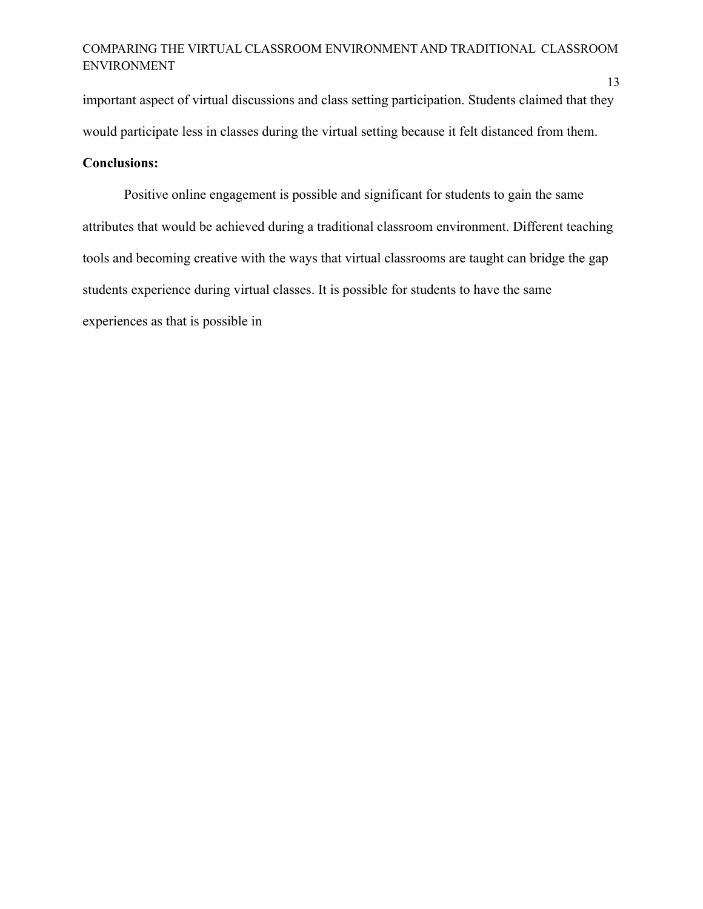important aspect of virtual discussions and class setting participation. Students claimed that they would participate less in classes during the virtual setting because it felt distanced from them.

**Conclusions:**

Positive online engagement is possible and significant for students to gain the same attributes that would be achieved during a traditional classroom environment. Different teaching tools and becoming creative with the ways that virtual classrooms are taught can bridge the gap students experience during virtual classes. It is possible for students to have the same experiences as that is possible in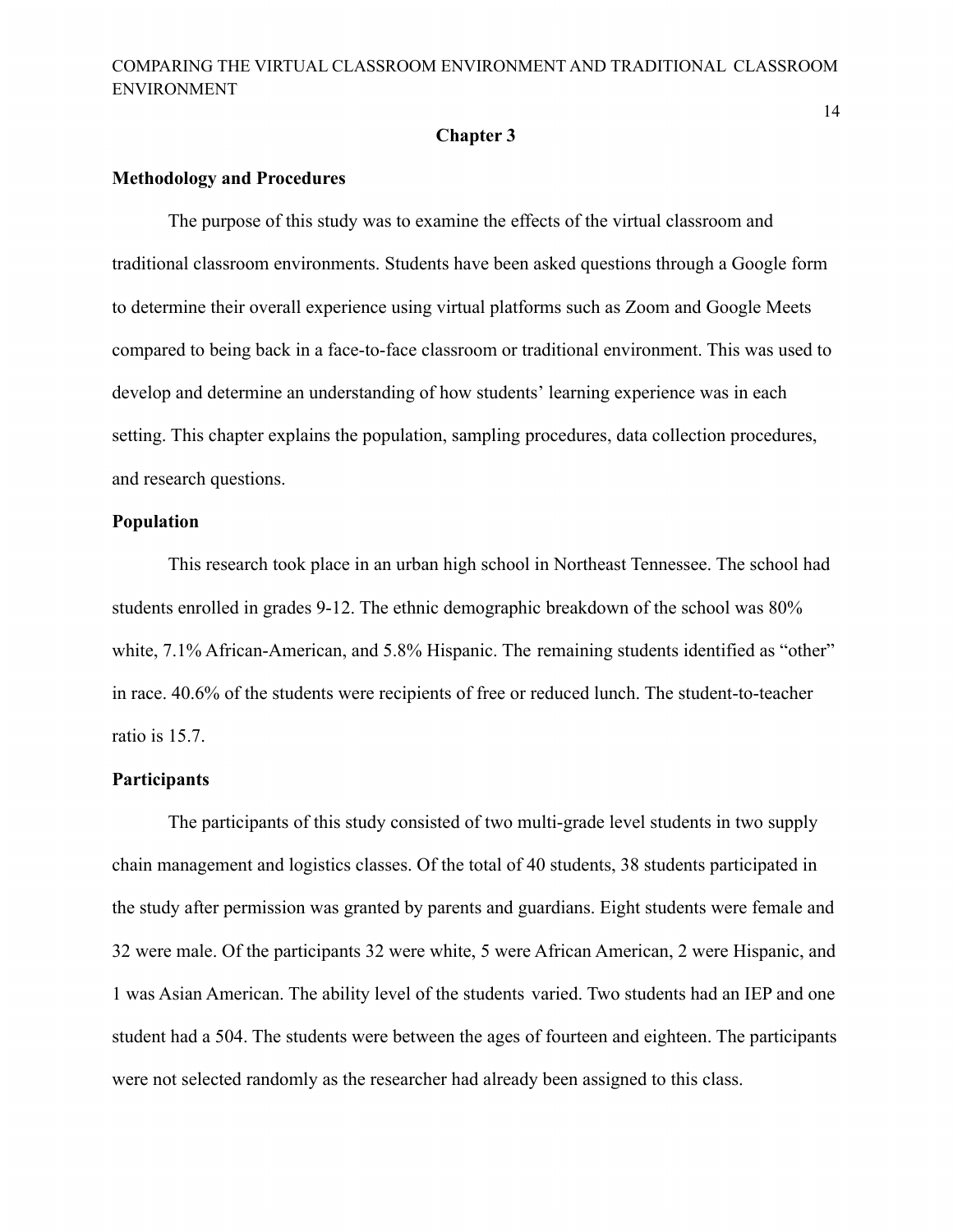# Chapter 3

## Methodology and Procedures

The purpose of this study was to examine the effects of the virtual classroom and traditional classroom environments. Students have been asked questions through a Google form to determine their overall experience using virtual platforms such as Zoom and Google Meets compared to being back in a face-to-face classroom or traditional environment. This was used to develop and determine an understanding of how students' learning experience was in each setting. This chapter explains the population, sampling procedures, data collection procedures, and research questions.

## Population

This research took place in an urban high school in Northeast Tennessee. The school had students enrolled in grades 9-12. The ethnic demographic breakdown of the school was 80% white, 7.1% African-American, and 5.8% Hispanic. The remaining students identified as "other" in race. 40.6% of the students were recipients of free or reduced lunch. The student-to-teacher ratio is 15.7.

## Participants

The participants of this study consisted of two multi-grade level students in two supply chain management and logistics classes. Of the total of 40 students, 38 students participated in the study after permission was granted by parents and guardians. Eight students were female and 32 were male. Of the participants 32 were white, 5 were African American, 2 were Hispanic, and 1 was Asian American. The ability level of the students varied. Two students had an IEP and one student had a 504. The students were between the ages of fourteen and eighteen. The participants were not selected randomly as the researcher had already been assigned to this class.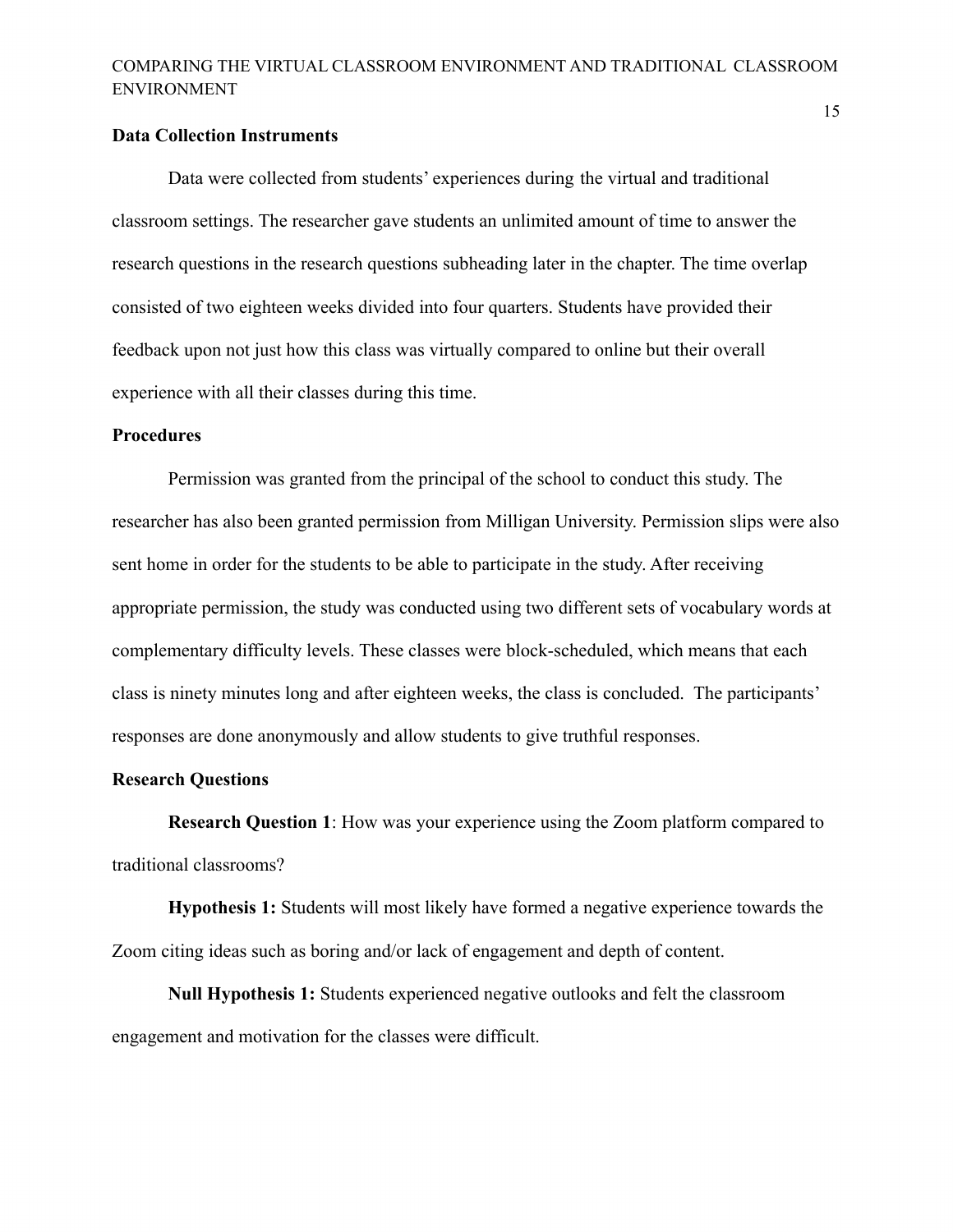**Data Collection Instruments**

Data were collected from students' experiences during the virtual and traditional classroom settings. The researcher gave students an unlimited amount of time to answer the research questions in the research questions subheading later in the chapter. The time overlap consisted of two eighteen weeks divided into four quarters. Students have provided their feedback upon not just how this class was virtually compared to online but their overall experience with all their classes during this time.

**Procedures**

Permission was granted from the principal of the school to conduct this study. The researcher has also been granted permission from Milligan University. Permission slips were also sent home in order for the students to be able to participate in the study. After receiving appropriate permission, the study was conducted using two different sets of vocabulary words at complementary difficulty levels. These classes were block-scheduled, which means that each class is ninety minutes long and after eighteen weeks, the class is concluded. The participants' responses are done anonymously and allow students to give truthful responses.

**Research Questions**

**Research Question 1**: How was your experience using the Zoom platform compared to traditional classrooms?

**Hypothesis 1:** Students will most likely have formed a negative experience towards the Zoom citing ideas such as boring and/or lack of engagement and depth of content.

**Null Hypothesis 1:** Students experienced negative outlooks and felt the classroom engagement and motivation for the classes were difficult.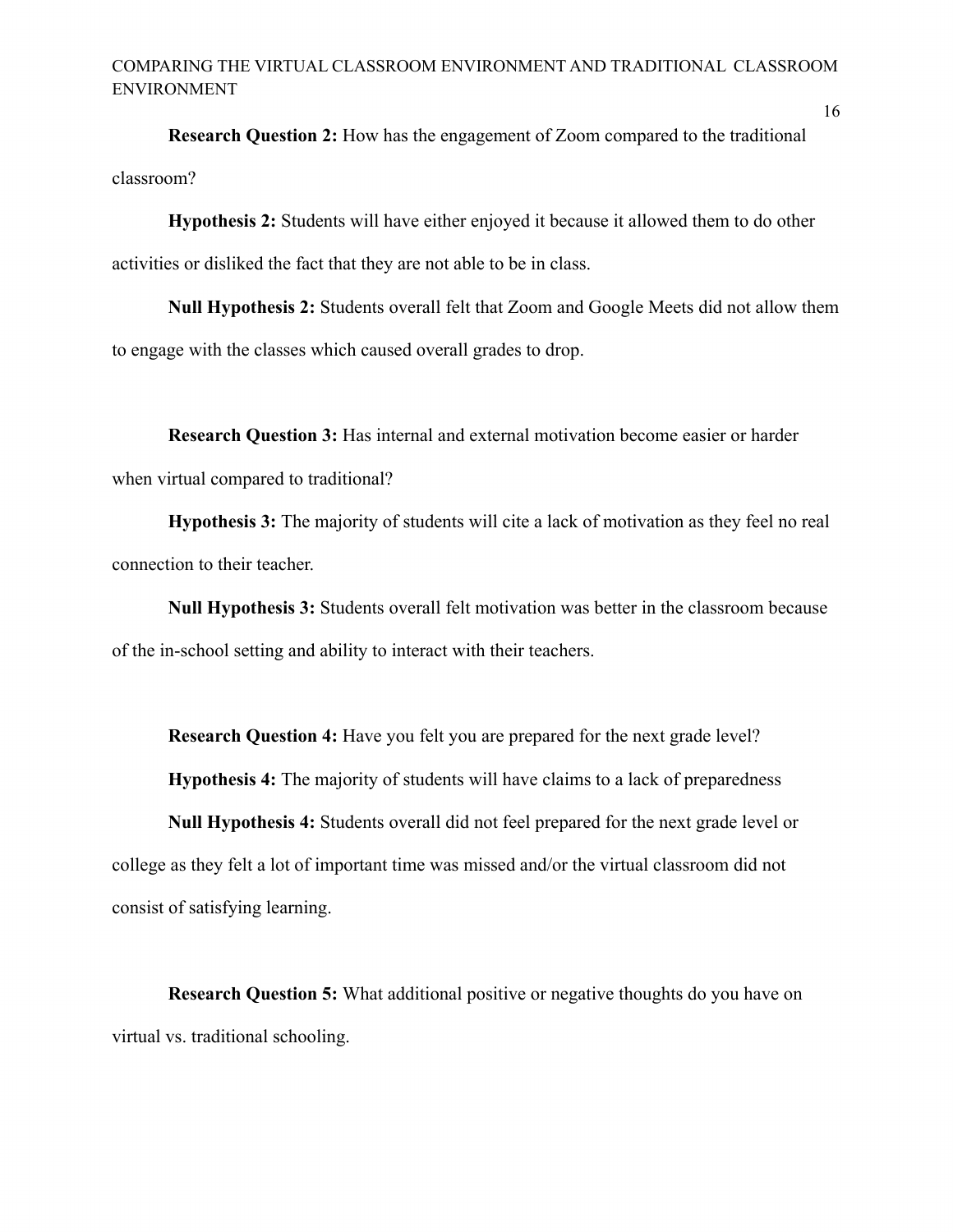**Research Question 2:** How has the engagement of Zoom compared to the traditional classroom?

**Hypothesis 2:** Students will have either enjoyed it because it allowed them to do other activities or disliked the fact that they are not able to be in class.

**Null Hypothesis 2:** Students overall felt that Zoom and Google Meets did not allow them to engage with the classes which caused overall grades to drop.

**Research Question 3:** Has internal and external motivation become easier or harder when virtual compared to traditional?

**Hypothesis 3:** The majority of students will cite a lack of motivation as they feel no real connection to their teacher.

**Null Hypothesis 3:** Students overall felt motivation was better in the classroom because of the in-school setting and ability to interact with their teachers.

**Research Question 4:** Have you felt you are prepared for the next grade level?

**Hypothesis 4:** The majority of students will have claims to a lack of preparedness

**Null Hypothesis 4:** Students overall did not feel prepared for the next grade level or college as they felt a lot of important time was missed and/or the virtual classroom did not consist of satisfying learning.

**Research Question 5:** What additional positive or negative thoughts do you have on virtual vs. traditional schooling.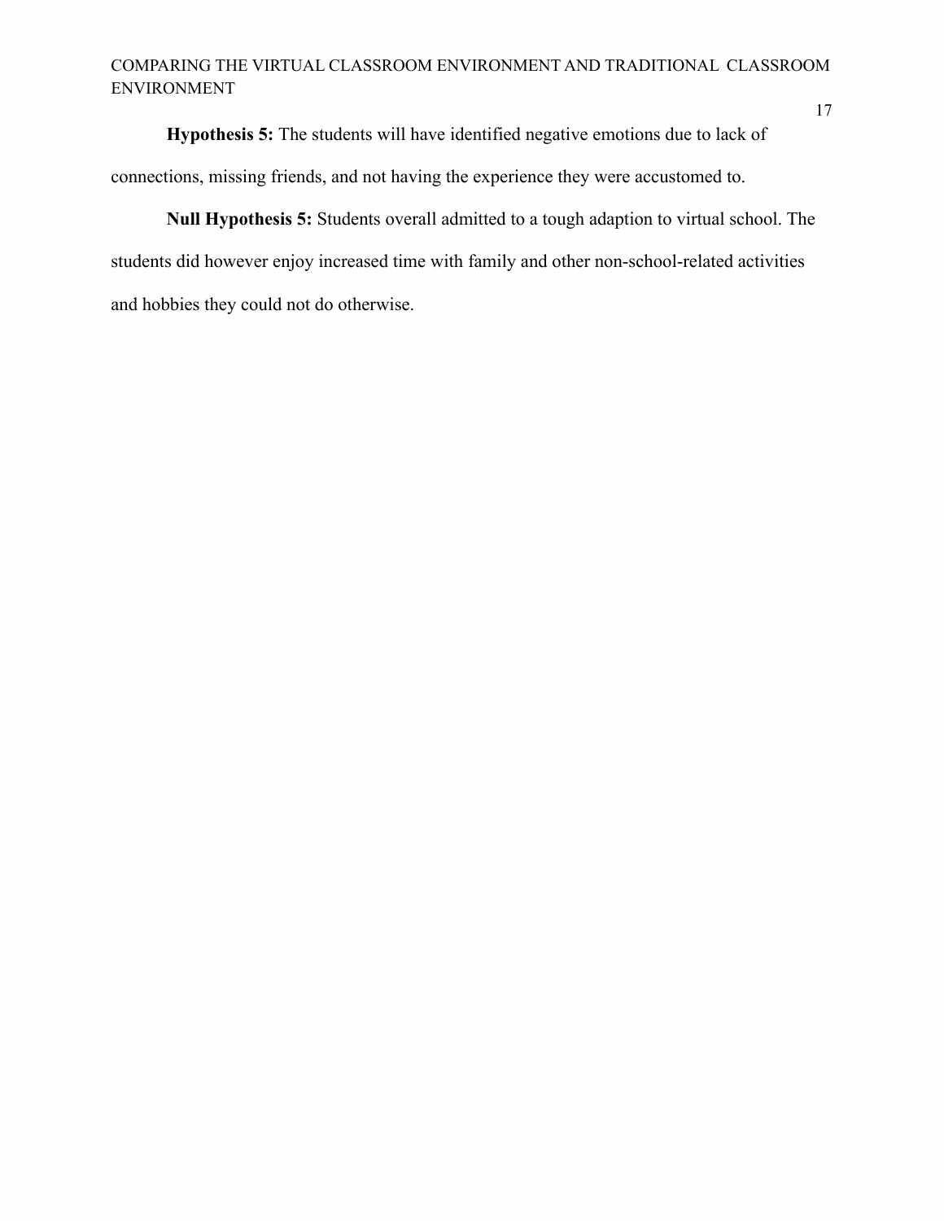**Hypothesis 5:** The students will have identified negative emotions due to lack of connections, missing friends, and not having the experience they were accustomed to.

**Null Hypothesis 5:** Students overall admitted to a tough adaption to virtual school. The students did however enjoy increased time with family and other non-school-related activities and hobbies they could not do otherwise.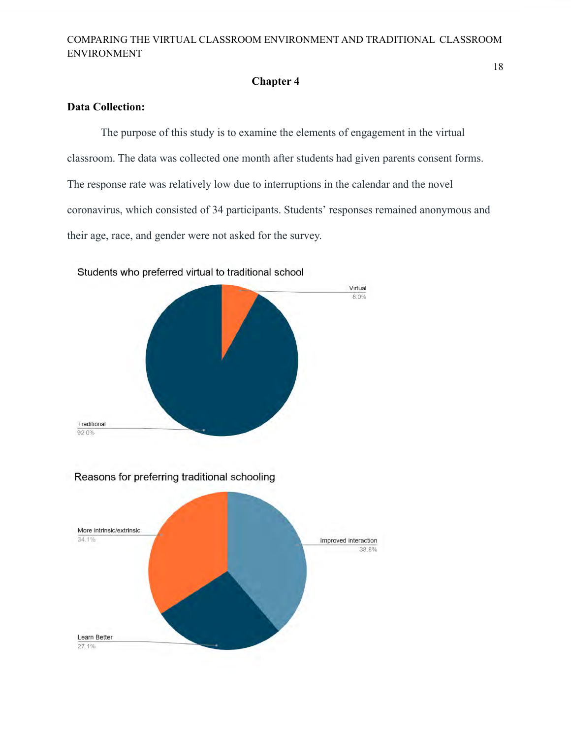## Chapter 4

**Data Collection:**

The purpose of this study is to examine the elements of engagement in the virtual classroom. The data was collected one month after students had given parents consent forms. The response rate was relatively low due to interruptions in the calendar and the novel coronavirus, which consisted of 34 participants. Students' responses remained anonymous and their age, race, and gender were not asked for the survey.

Students who preferred virtual to traditional school

Virtual 8.0%

Traditional 92.0%

Reasons for preferring traditional schooling

More intrinsic/extrinsic 34.1%

Improved interaction 38.8%

Learn Better 27.1%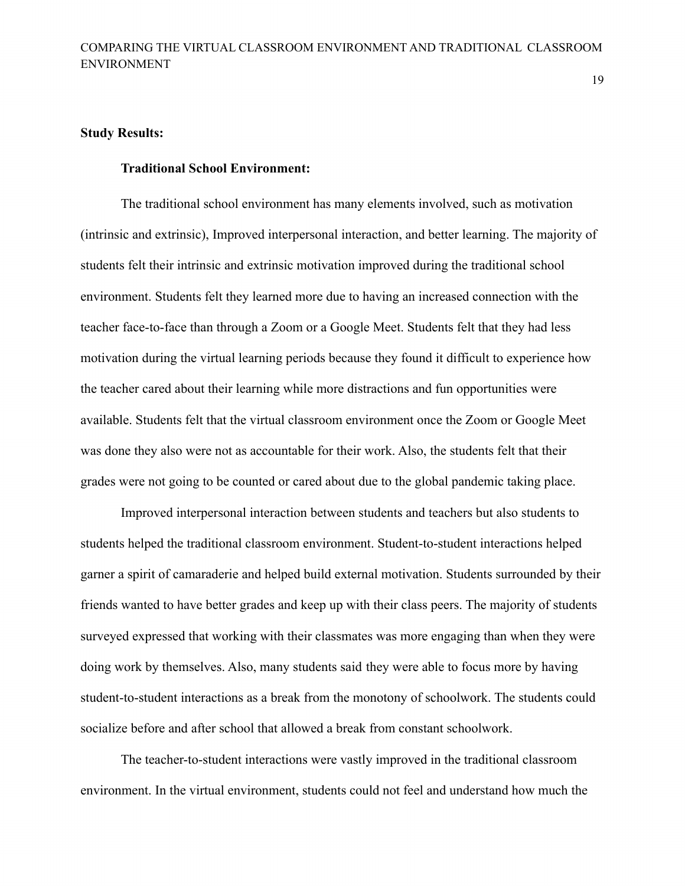## Study Results:

### Traditional School Environment:

The traditional school environment has many elements involved, such as motivation (intrinsic and extrinsic), Improved interpersonal interaction, and better learning. The majority of students felt their intrinsic and extrinsic motivation improved during the traditional school environment. Students felt they learned more due to having an increased connection with the teacher face-to-face than through a Zoom or a Google Meet. Students felt that they had less motivation during the virtual learning periods because they found it difficult to experience how the teacher cared about their learning while more distractions and fun opportunities were available. Students felt that the virtual classroom environment once the Zoom or Google Meet was done they also were not as accountable for their work. Also, the students felt that their grades were not going to be counted or cared about due to the global pandemic taking place.

Improved interpersonal interaction between students and teachers but also students to students helped the traditional classroom environment. Student-to-student interactions helped garner a spirit of camaraderie and helped build external motivation. Students surrounded by their friends wanted to have better grades and keep up with their class peers. The majority of students surveyed expressed that working with their classmates was more engaging than when they were doing work by themselves. Also, many students said they were able to focus more by having student-to-student interactions as a break from the monotony of schoolwork. The students could socialize before and after school that allowed a break from constant schoolwork.

The teacher-to-student interactions were vastly improved in the traditional classroom environment. In the virtual environment, students could not feel and understand how much the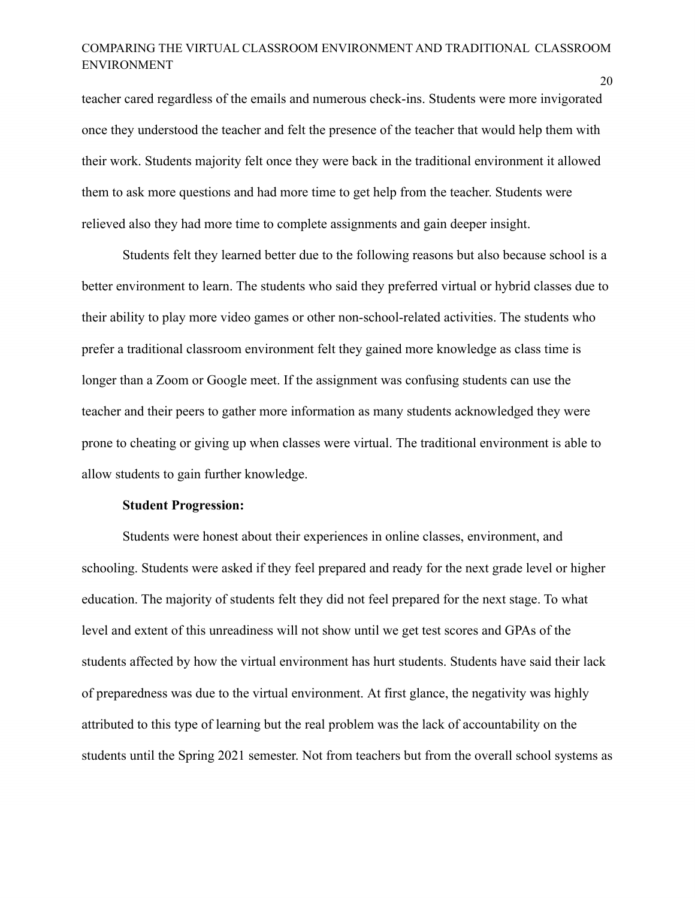teacher cared regardless of the emails and numerous check-ins. Students were more invigorated once they understood the teacher and felt the presence of the teacher that would help them with their work. Students majority felt once they were back in the traditional environment it allowed them to ask more questions and had more time to get help from the teacher. Students were relieved also they had more time to complete assignments and gain deeper insight.

Students felt they learned better due to the following reasons but also because school is a better environment to learn. The students who said they preferred virtual or hybrid classes due to their ability to play more video games or other non-school-related activities. The students who prefer a traditional classroom environment felt they gained more knowledge as class time is longer than a Zoom or Google meet. If the assignment was confusing students can use the teacher and their peers to gather more information as many students acknowledged they were prone to cheating or giving up when classes were virtual. The traditional environment is able to allow students to gain further knowledge.

**Student Progression:**

Students were honest about their experiences in online classes, environment, and schooling. Students were asked if they feel prepared and ready for the next grade level or higher education. The majority of students felt they did not feel prepared for the next stage. To what level and extent of this unreadiness will not show until we get test scores and GPAs of the students affected by how the virtual environment has hurt students. Students have said their lack of preparedness was due to the virtual environment. At first glance, the negativity was highly attributed to this type of learning but the real problem was the lack of accountability on the students until the Spring 2021 semester. Not from teachers but from the overall school systems as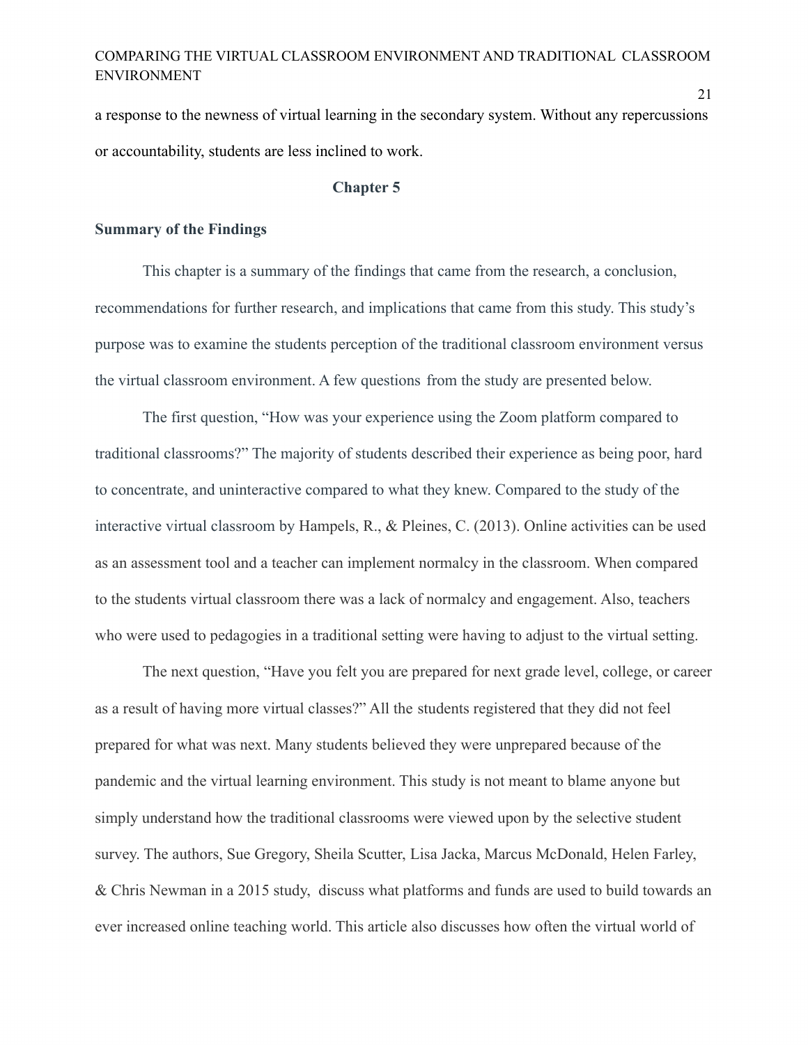a response to the newness of virtual learning in the secondary system. Without any repercussions or accountability, students are less inclined to work.

## Chapter 5

### Summary of the Findings

This chapter is a summary of the findings that came from the research, a conclusion, recommendations for further research, and implications that came from this study. This study's purpose was to examine the students perception of the traditional classroom environment versus the virtual classroom environment. A few questions from the study are presented below.

The first question, "How was your experience using the Zoom platform compared to traditional classrooms?" The majority of students described their experience as being poor, hard to concentrate, and uninteractive compared to what they knew. Compared to the study of the interactive virtual classroom by Hampels, R., & Pleines, C. (2013). Online activities can be used as an assessment tool and a teacher can implement normalcy in the classroom. When compared to the students virtual classroom there was a lack of normalcy and engagement. Also, teachers who were used to pedagogies in a traditional setting were having to adjust to the virtual setting.

The next question, "Have you felt you are prepared for next grade level, college, or career as a result of having more virtual classes?" All the students registered that they did not feel prepared for what was next. Many students believed they were unprepared because of the pandemic and the virtual learning environment. This study is not meant to blame anyone but simply understand how the traditional classrooms were viewed upon by the selective student survey. The authors, Sue Gregory, Sheila Scutter, Lisa Jacka, Marcus McDonald, Helen Farley, & Chris Newman in a 2015 study, discuss what platforms and funds are used to build towards an ever increased online teaching world. This article also discusses how often the virtual world of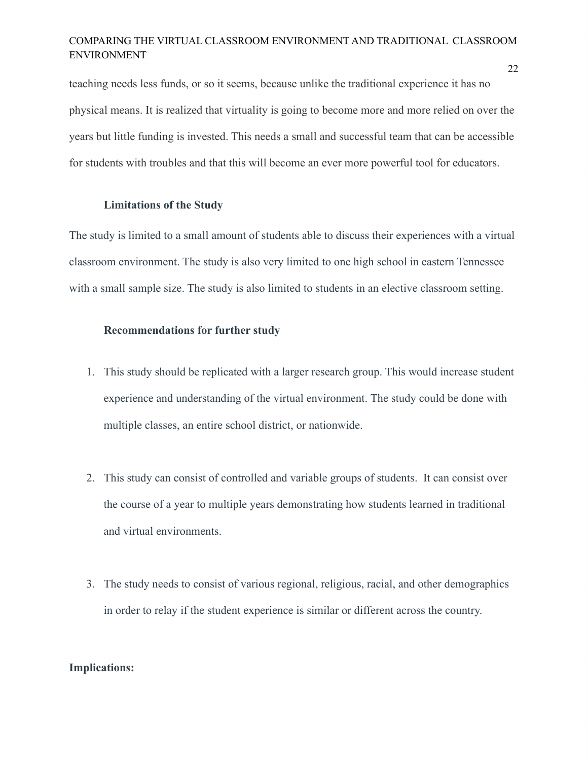teaching needs less funds, or so it seems, because unlike the traditional experience it has no physical means. It is realized that virtuality is going to become more and more relied on over the years but little funding is invested. This needs a small and successful team that can be accessible for students with troubles and that this will become an ever more powerful tool for educators.

### Limitations of the Study

The study is limited to a small amount of students able to discuss their experiences with a virtual classroom environment. The study is also very limited to one high school in eastern Tennessee with a small sample size. The study is also limited to students in an elective classroom setting.

### Recommendations for further study

1. This study should be replicated with a larger research group. This would increase student experience and understanding of the virtual environment. The study could be done with multiple classes, an entire school district, or nationwide.

2. This study can consist of controlled and variable groups of students. It can consist over the course of a year to multiple years demonstrating how students learned in traditional and virtual environments.

3. The study needs to consist of various regional, religious, racial, and other demographics in order to relay if the student experience is similar or different across the country.

**Implications:**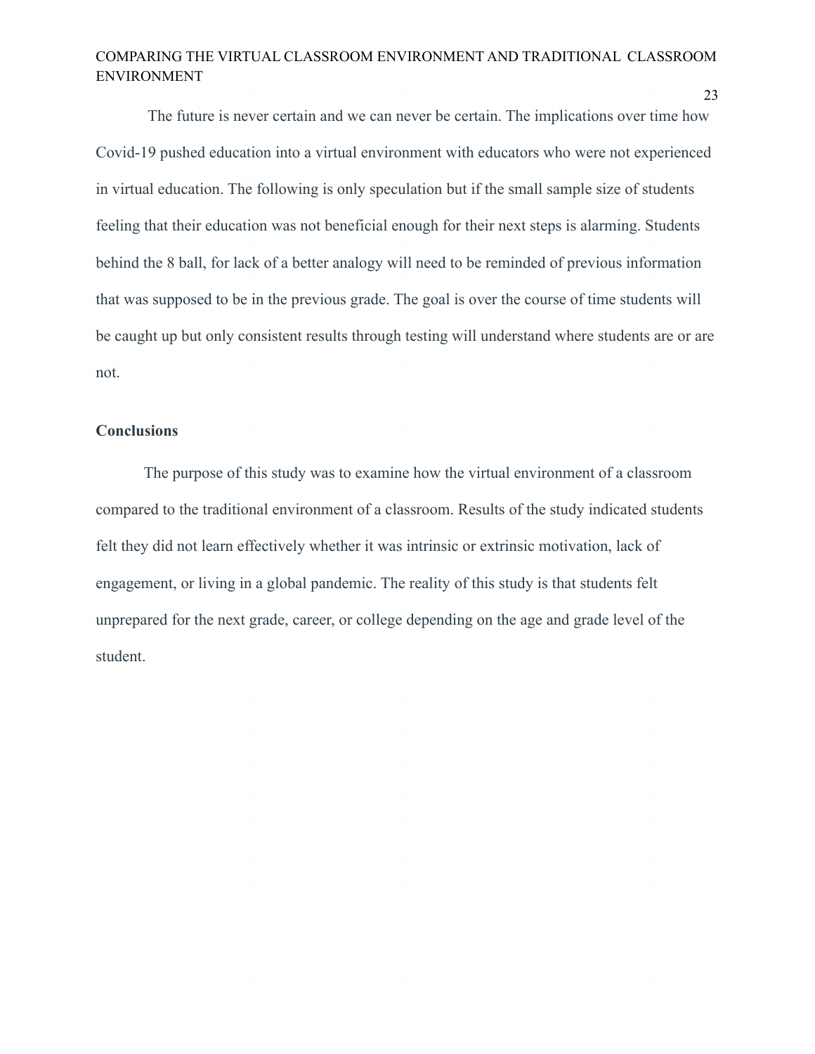The future is never certain and we can never be certain. The implications over time how Covid-19 pushed education into a virtual environment with educators who were not experienced in virtual education. The following is only speculation but if the small sample size of students feeling that their education was not beneficial enough for their next steps is alarming. Students behind the 8 ball, for lack of a better analogy will need to be reminded of previous information that was supposed to be in the previous grade. The goal is over the course of time students will be caught up but only consistent results through testing will understand where students are or are not.

**Conclusions**

The purpose of this study was to examine how the virtual environment of a classroom compared to the traditional environment of a classroom. Results of the study indicated students felt they did not learn effectively whether it was intrinsic or extrinsic motivation, lack of engagement, or living in a global pandemic. The reality of this study is that students felt unprepared for the next grade, career, or college depending on the age and grade level of the student.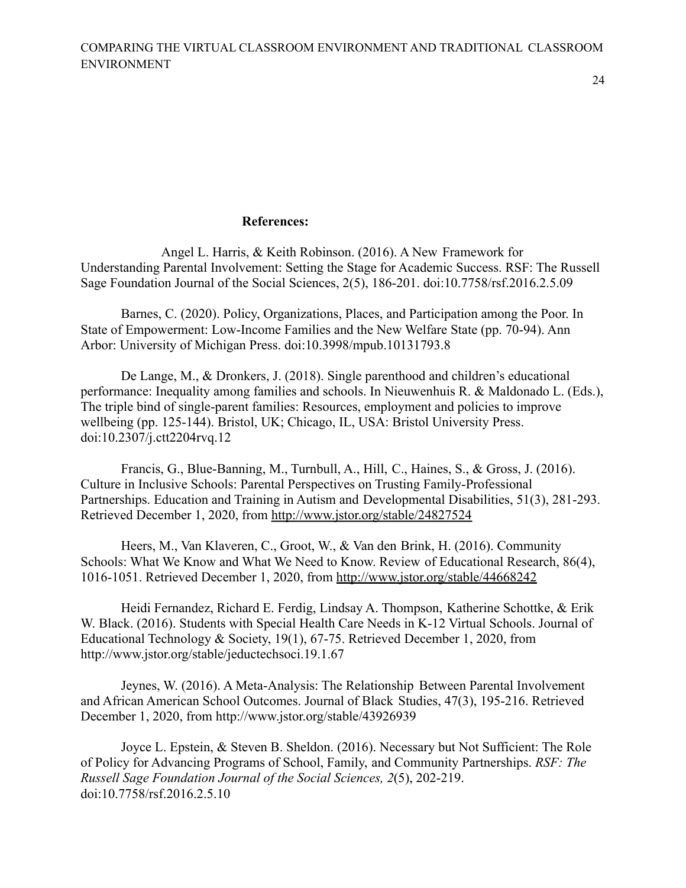**References:**

Angel L. Harris, & Keith Robinson. (2016). A New Framework for Understanding Parental Involvement: Setting the Stage for Academic Success. RSF: The Russell Sage Foundation Journal of the Social Sciences, 2(5), 186-201. doi:10.7758/rsf.2016.2.5.09

Barnes, C. (2020). Policy, Organizations, Places, and Participation among the Poor. In State of Empowerment: Low-Income Families and the New Welfare State (pp. 70-94). Ann Arbor: University of Michigan Press. doi:10.3998/mpub.10131793.8

De Lange, M., & Dronkers, J. (2018). Single parenthood and children's educational performance: Inequality among families and schools. In Nieuwenhuis R. & Maldonado L. (Eds.), The triple bind of single-parent families: Resources, employment and policies to improve wellbeing (pp. 125-144). Bristol, UK; Chicago, IL, USA: Bristol University Press. doi:10.2307/j.ctt2204rvq.12

Francis, G., Blue-Banning, M., Turnbull, A., Hill, C., Haines, S., & Gross, J. (2016). Culture in Inclusive Schools: Parental Perspectives on Trusting Family-Professional Partnerships. Education and Training in Autism and Developmental Disabilities, 51(3), 281-293. Retrieved December 1, 2020, from http://www.jstor.org/stable/24827524

Heers, M., Van Klaveren, C., Groot, W., & Van den Brink, H. (2016). Community Schools: What We Know and What We Need to Know. Review of Educational Research, 86(4), 1016-1051. Retrieved December 1, 2020, from http://www.jstor.org/stable/44668242

Heidi Fernandez, Richard E. Ferdig, Lindsay A. Thompson, Katherine Schottke, & Erik W. Black. (2016). Students with Special Health Care Needs in K-12 Virtual Schools. Journal of Educational Technology & Society, 19(1), 67-75. Retrieved December 1, 2020, from http://www.jstor.org/stable/jeductechsoci.19.1.67

Jeynes, W. (2016). A Meta-Analysis: The Relationship Between Parental Involvement and African American School Outcomes. Journal of Black Studies, 47(3), 195-216. Retrieved December 1, 2020, from http://www.jstor.org/stable/43926939

Joyce L. Epstein, & Steven B. Sheldon. (2016). Necessary but Not Sufficient: The Role of Policy for Advancing Programs of School, Family, and Community Partnerships. *RSF: The Russell Sage Foundation Journal of the Social Sciences, 2*(5), 202-219. doi:10.7758/rsf.2016.2.5.10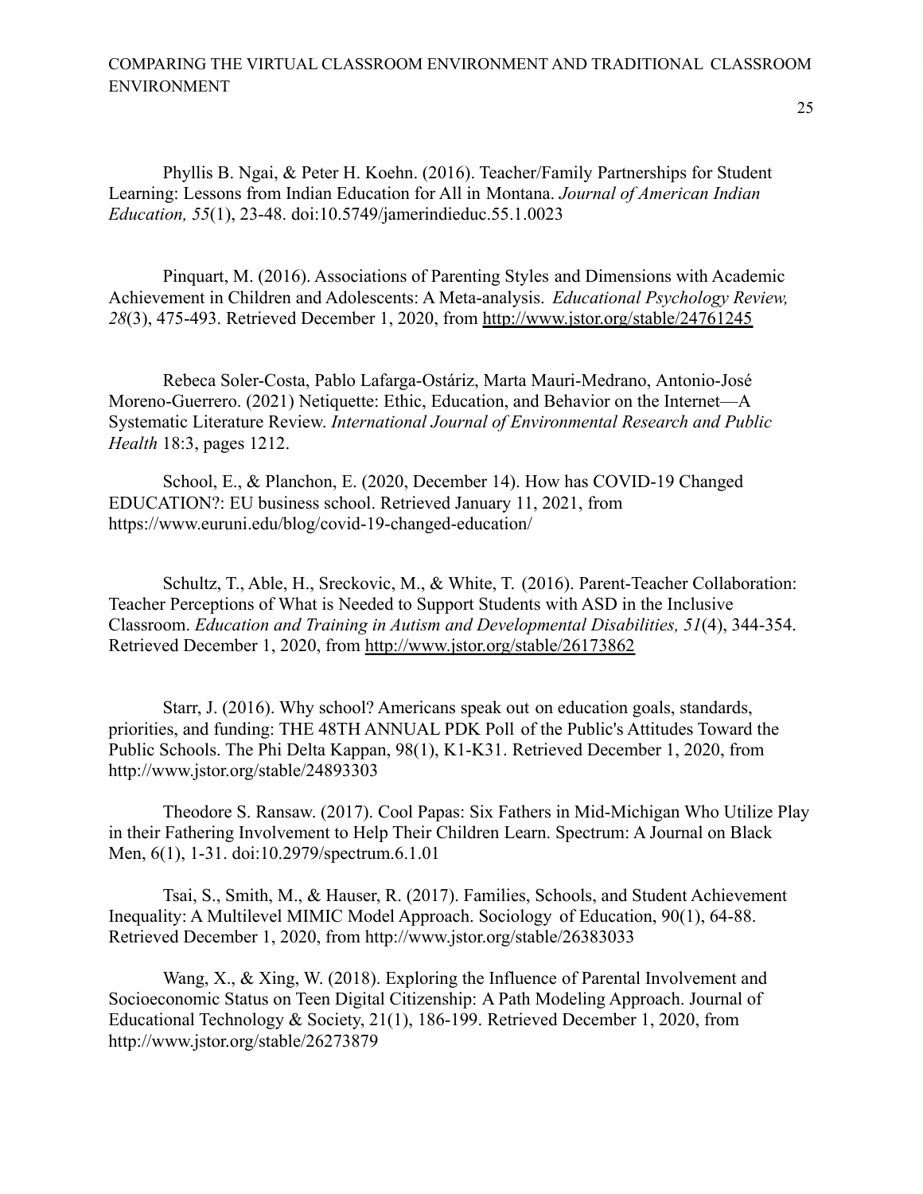Phyllis B. Ngai, & Peter H. Koehn. (2016). Teacher/Family Partnerships for Student Learning: Lessons from Indian Education for All in Montana. *Journal of American Indian Education, 55*(1), 23-48. doi:10.5749/jamerindieduc.55.1.0023

Pinquart, M. (2016). Associations of Parenting Styles and Dimensions with Academic Achievement in Children and Adolescents: A Meta-analysis. *Educational Psychology Review, 28*(3), 475-493. Retrieved December 1, 2020, from http://www.jstor.org/stable/24761245

Rebeca Soler-Costa, Pablo Lafarga-Ostáriz, Marta Mauri-Medrano, Antonio-José Moreno-Guerrero. (2021) Netiquette: Ethic, Education, and Behavior on the Internet—A Systematic Literature Review. *International Journal of Environmental Research and Public Health* 18:3, pages 1212.

School, E., & Planchon, E. (2020, December 14). How has COVID-19 Changed EDUCATION?: EU business school. Retrieved January 11, 2021, from https://www.euruni.edu/blog/covid-19-changed-education/

Schultz, T., Able, H., Sreckovic, M., & White, T. (2016). Parent-Teacher Collaboration: Teacher Perceptions of What is Needed to Support Students with ASD in the Inclusive Classroom. *Education and Training in Autism and Developmental Disabilities, 51*(4), 344-354. Retrieved December 1, 2020, from http://www.jstor.org/stable/26173862

Starr, J. (2016). Why school? Americans speak out on education goals, standards, priorities, and funding: THE 48TH ANNUAL PDK Poll of the Public's Attitudes Toward the Public Schools. The Phi Delta Kappan, 98(1), K1-K31. Retrieved December 1, 2020, from http://www.jstor.org/stable/24893303

Theodore S. Ransaw. (2017). Cool Papas: Six Fathers in Mid-Michigan Who Utilize Play in their Fathering Involvement to Help Their Children Learn. Spectrum: A Journal on Black Men, 6(1), 1-31. doi:10.2979/spectrum.6.1.01

Tsai, S., Smith, M., & Hauser, R. (2017). Families, Schools, and Student Achievement Inequality: A Multilevel MIMIC Model Approach. Sociology of Education, 90(1), 64-88. Retrieved December 1, 2020, from http://www.jstor.org/stable/26383033

Wang, X., & Xing, W. (2018). Exploring the Influence of Parental Involvement and Socioeconomic Status on Teen Digital Citizenship: A Path Modeling Approach. Journal of Educational Technology & Society, 21(1), 186-199. Retrieved December 1, 2020, from http://www.jstor.org/stable/26273879